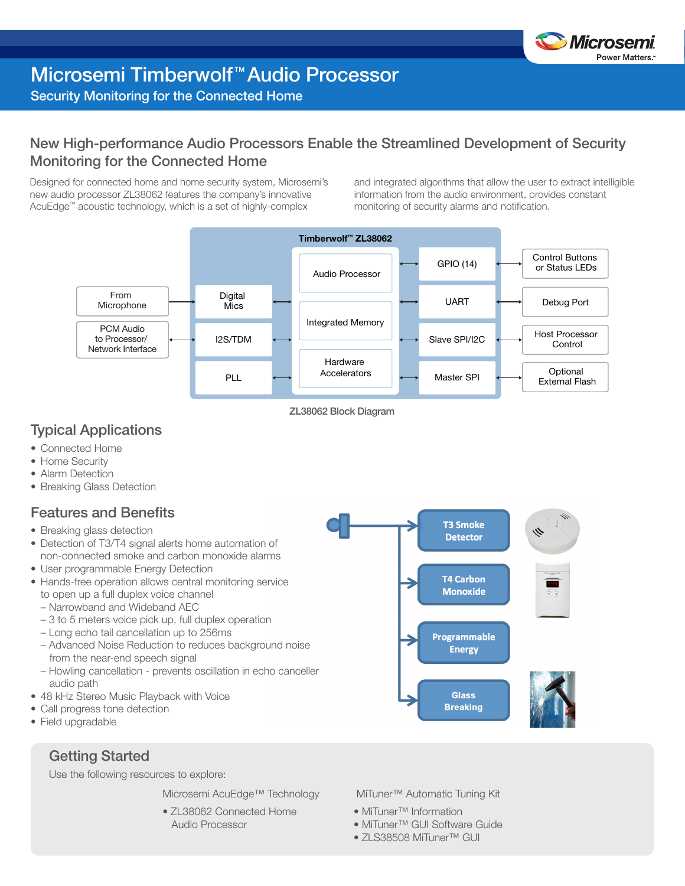# Microsemi Timberwolf™ Audio Processor

## Security Monitoring for the Connected Home

## New High-performance Audio Processors Enable the Streamlined Development of Security Monitoring for the Connected Home

Designed for connected home and home security system, Microsemi's new audio processor ZL38062 features the company's innovative AcuEdge™ acoustic technology, which is a set of highly-complex and integrated algorithms that allow the user to extract intelligible information from the audio environment, provides constant monitoring of security alarms and notification.

Timberwolf™ ZL38062

From Microphone → Digital Mics

PCM Audio to Processor/ Network Interface ↔ I2S/TDM

PLL

Audio Processor

Integrated Memory

Hardware Accelerators

GPIO (14) ↔ Control Buttons or Status LEDs

UART ↔ Debug Port

Slave SPI/I2C ↔ Host Processor Control

Master SPI ↔ Optional External Flash

ZL38062 Block Diagram

## Typical Applications

- Connected Home
- Home Security
- Alarm Detection
- Breaking Glass Detection

## Features and Benefits

- Breaking glass detection
- Detection of T3/T4 signal alerts home automation of non-connected smoke and carbon monoxide alarms
- User programmable Energy Detection
- Hands-free operation allows central monitoring service to open up a full duplex voice channel
  - Narrowband and Wideband AEC
  - 3 to 5 meters voice pick up, full duplex operation
  - Long echo tail cancellation up to 256ms
  - Advanced Noise Reduction to reduces background noise from the near-end speech signal
  - Howling cancellation - prevents oscillation in echo canceller audio path
- 48 kHz Stereo Music Playback with Voice
- Call progress tone detection
- Field upgradable

T3 Smoke Detector

T4 Carbon Monoxide

Programmable Energy

Glass Breaking

## Getting Started

Use the following resources to explore:

Microsemi AcuEdge™ Technology

- ZL38062 Connected Home Audio Processor

MiTuner™ Automatic Tuning Kit

- MiTuner™ Information
- MiTuner™ GUI Software Guide
- ZLS38508 MiTuner™ GUI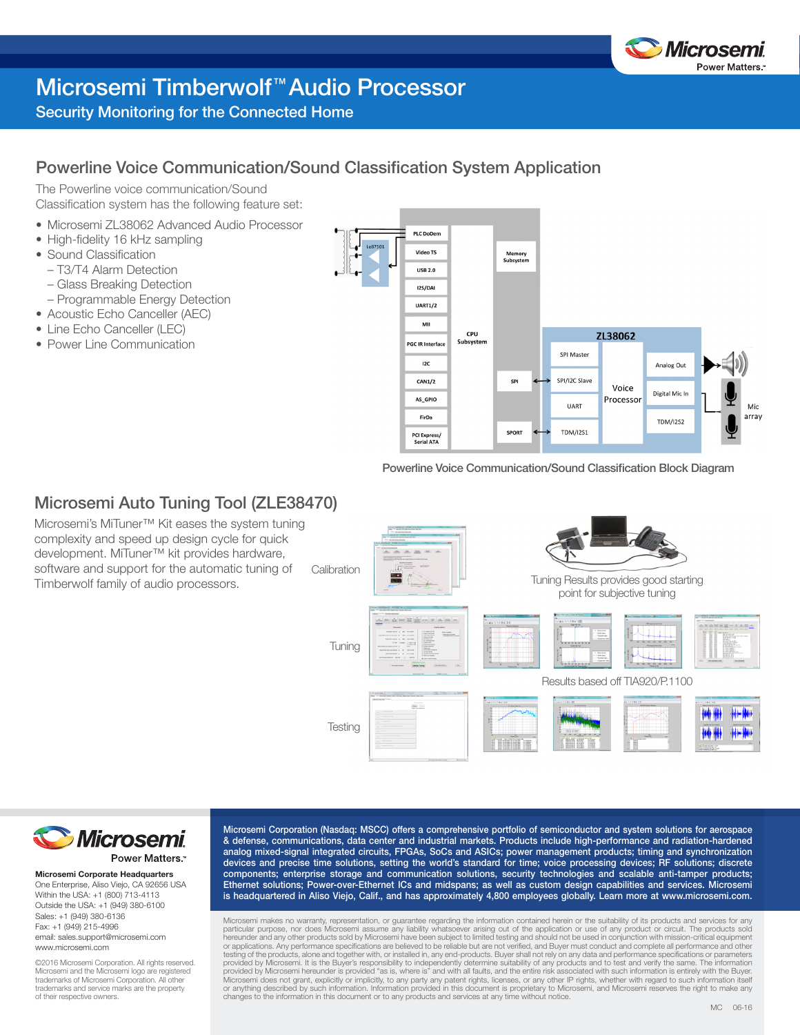# Microsemi Timberwolf™ Audio Processor

Security Monitoring for the Connected Home

## Powerline Voice Communication/Sound Classification System Application

The Powerline voice communication/Sound Classification system has the following feature set:

- Microsemi ZL38062 Advanced Audio Processor
- High-fidelity 16 kHz sampling
- Sound Classification
  - T3/T4 Alarm Detection
  - Glass Breaking Detection
  - Programmable Energy Detection
- Acoustic Echo Canceller (AEC)
- Line Echo Canceller (LEC)
- Power Line Communication

Le87501
PLC DoDem
Video TS
USB 2.0
I2S/DAI
UART1/2
MII
PGC IR Interface
I2C
CAN1/2
AS_GPIO
FirDa
PCI Express/ Serial ATA
CPU Subsystem
Memory Subsystem
SPI
SPORT
ZL38062
SPI Master
SPI/I2C Slave
UART
TDM/I2S1
Voice Processor
Analog Out
Digital Mic In
TDM/I2S2
Mic array

Powerline Voice Communication/Sound Classification Block Diagram

## Microsemi Auto Tuning Tool (ZLE38470)

Microsemi's MiTuner™ Kit eases the system tuning complexity and speed up design cycle for quick development. MiTuner™ kit provides hardware, software and support for the automatic tuning of Timberwolf family of audio processors.

Calibration

Tuning Results provides good starting point for subjective tuning

Tuning

Results based off TIA920/P.1100

Testing

**Microsemi Corporate Headquarters**
One Enterprise, Aliso Viejo, CA 92656 USA
Within the USA: +1 (800) 713-4113
Outside the USA: +1 (949) 380-6100
Sales: +1 (949) 380-6136
Fax: +1 (949) 215-4996
email: sales.support@microsemi.com
www.microsemi.com

©2016 Microsemi Corporation. All rights reserved. Microsemi and the Microsemi logo are registered trademarks of Microsemi Corporation. All other trademarks and service marks are the property of their respective owners.

Microsemi Corporation (Nasdaq: MSCC) offers a comprehensive portfolio of semiconductor and system solutions for aerospace & defense, communications, data center and industrial markets. Products include high-performance and radiation-hardened analog mixed-signal integrated circuits, FPGAs, SoCs and ASICs; power management products; timing and synchronization devices and precise time solutions, setting the world's standard for time; voice processing devices; RF solutions; discrete components; enterprise storage and communication solutions, security technologies and scalable anti-tamper products; Ethernet solutions; Power-over-Ethernet ICs and midspans; as well as custom design capabilities and services. Microsemi is headquartered in Aliso Viejo, Calif., and has approximately 4,800 employees globally. Learn more at www.microsemi.com.

Microsemi makes no warranty, representation, or guarantee regarding the information contained herein or the suitability of its products and services for any particular purpose, nor does Microsemi assume any liability whatsoever arising out of the application or use of any product or circuit. The products sold hereunder and any other products sold by Microsemi have been subject to limited testing and should not be used in conjunction with mission-critical equipment or applications. Any performance specifications are believed to be reliable but are not verified, and Buyer must conduct and complete all performance and other testing of the products, alone and together with, or installed in, any end-products. Buyer shall not rely on any data and performance specifications or parameters provided by Microsemi. It is the Buyer's responsibility to independently determine suitability of any products and to test and verify the same. The information provided by Microsemi hereunder is provided "as is, where is" and with all faults, and the entire risk associated with such information is entirely with the Buyer. Microsemi does not grant, explicitly or implicitly, to any party any patent rights, licenses, or any other IP rights, whether with regard to such information itself or anything described by such information. Information provided in this document is proprietary to Microsemi, and Microsemi reserves the right to make any changes to the information in this document or to any products and services at any time without notice.

MC 06-16